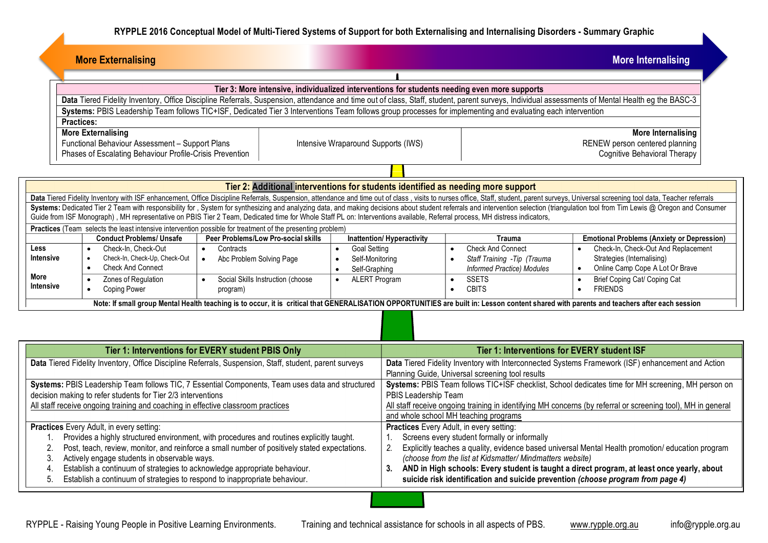# RYPPLE 2016 Conceptual Model of Multi-Tiered Systems of Support for both Externalising and Internalising Disorders - Summary Graphic

**More Externalising** ← → **More Internalising**

## Tier 3: More intensive, individualized interventions for students needing even more supports

**Data** Tiered Fidelity Inventory, Office Discipline Referrals, Suspension, attendance and time out of class, Staff, student, parent surveys, Individual assessments of Mental Health eg the BASC-3

**Systems:** PBIS Leadership Team follows TIC+ISF, Dedicated Tier 3 Interventions Team follows group processes for implementing and evaluating each intervention

**Practices:**

| More Externalising | | More Internalising |
|---|---|---|
| Functional Behaviour Assessment – Support Plans<br>Phases of Escalating Behaviour Profile-Crisis Prevention | Intensive Wraparound Supports (IWS) | RENEW person centered planning<br>Cognitive Behavioral Therapy |

## Tier 2: Additional interventions for students identified as needing more support

**Data** Tiered Fidelity Inventory with ISF enhancement, Office Discipline Referrals, Suspension, attendance and time out of class , visits to nurses office, Staff, student, parent surveys, Universal screening tool data, Teacher referrals

**Systems:** Dedicated Tier 2 Team with responsibility for , System for synthesizing and analyzing data, and making decisions about student referrals and intervention selection (triangulation tool from Tim Lewis @ Oregon and Consumer Guide from ISF Monograph) , MH representative on PBIS Tier 2 Team, Dedicated time for Whole Staff PL on: Interventions available, Referral process, MH distress indicators,

**Practices** (Team selects the least intensive intervention possible for treatment of the presenting problem)

| | Conduct Problems/ Unsafe | Peer Problems/Low Pro-social skills | Inattention/ Hyperactivity | Trauma | Emotional Problems (Anxiety or Depression) |
|---|---|---|---|---|---|
| **Less Intensive** | • Check-In, Check-Out<br>• Check-In, Check-Up, Check-Out<br>• Check And Connect | • Contracts<br>• Abc Problem Solving Page | • Goal Setting<br>• Self-Monitoring<br>• Self-Graphing | • Check And Connect<br>• *Staff Training -Tip (Trauma Informed Practice) Modules* | • Check-In, Check-Out And Replacement Strategies (Internalising)<br>• Online Camp Cope A Lot Or Brave |
| **More Intensive** | • Zones of Regulation<br>• Coping Power | • Social Skills Instruction (choose program) | • ALERT Program | • SSETS<br>• CBITS | • Brief Coping Cat/ Coping Cat<br>• FRIENDS |

**Note: If small group Mental Health teaching is to occur, it is critical that GENERALISATION OPPORTUNITIES are built in: Lesson content shared with parents and teachers after each session**

## Tier 1

| Tier 1: Interventions for EVERY student PBIS Only | Tier 1: Interventions for EVERY student ISF |
|---|---|
| **Data** Tiered Fidelity Inventory, Office Discipline Referrals, Suspension, Staff, student, parent surveys | **Data** Tiered Fidelity Inventory with Interconnected Systems Framework (ISF) enhancement and Action Planning Guide, Universal screening tool results |
| **Systems:** PBIS Leadership Team follows TIC, 7 Essential Components, Team uses data and structured decision making to refer students for Tier 2/3 interventions<br>All staff receive ongoing training and coaching in effective classroom practices | **Systems:** PBIS Team follows TIC+ISF checklist, School dedicates time for MH screening, MH person on PBIS Leadership Team<br>All staff receive ongoing training in identifying MH concerns (by referral or screening tool), MH in general and whole school MH teaching programs |
| **Practices** Every Adult, in every setting:<br>1. Provides a highly structured environment, with procedures and routines explicitly taught.<br>2. Post, teach, review, monitor, and reinforce a small number of positively stated expectations.<br>3. Actively engage students in observable ways.<br>4. Establish a continuum of strategies to acknowledge appropriate behaviour.<br>5. Establish a continuum of strategies to respond to inappropriate behaviour. | **Practices** Every Adult, in every setting:<br>1. Screens every student formally or informally<br>2. Explicitly teaches a quality, evidence based universal Mental Health promotion/ education program *(choose from the list at Kidsmatter/ Mindmatters website)*<br>**3. AND in High schools: Every student is taught a direct program, at least once yearly, about suicide risk identification and suicide prevention *(choose program from page 4)*** |

RYPPLE - Raising Young People in Positive Learning Environments. Training and technical assistance for schools in all aspects of PBS. www.rypple.org.au info@rypple.org.au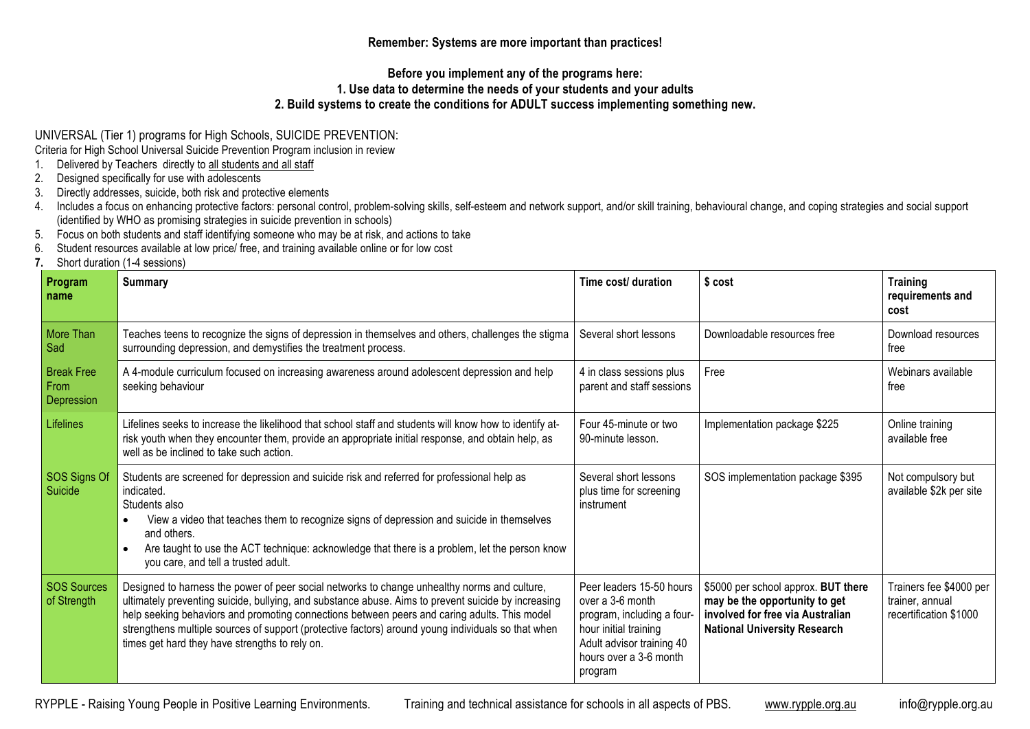**Remember: Systems are more important than practices!**

**Before you implement any of the programs here:**
**1. Use data to determine the needs of your students and your adults**
**2. Build systems to create the conditions for ADULT success implementing something new.**

UNIVERSAL (Tier 1) programs for High Schools, SUICIDE PREVENTION:

Criteria for High School Universal Suicide Prevention Program inclusion in review

1. Delivered by Teachers directly to all students and all staff
2. Designed specifically for use with adolescents
3. Directly addresses, suicide, both risk and protective elements
4. Includes a focus on enhancing protective factors: personal control, problem-solving skills, self-esteem and network support, and/or skill training, behavioural change, and coping strategies and social support (identified by WHO as promising strategies in suicide prevention in schools)
5. Focus on both students and staff identifying someone who may be at risk, and actions to take
6. Student resources available at low price/ free, and training available online or for low cost
7. Short duration (1-4 sessions)

| **Program name** | **Summary** | **Time cost/ duration** | **$ cost** | **Training requirements and cost** |
|---|---|---|---|---|
| More Than Sad | Teaches teens to recognize the signs of depression in themselves and others, challenges the stigma surrounding depression, and demystifies the treatment process. | Several short lessons | Downloadable resources free | Download resources free |
| Break Free From Depression | A 4-module curriculum focused on increasing awareness around adolescent depression and help seeking behaviour | 4 in class sessions plus parent and staff sessions | Free | Webinars available free |
| Lifelines | Lifelines seeks to increase the likelihood that school staff and students will know how to identify at-risk youth when they encounter them, provide an appropriate initial response, and obtain help, as well as be inclined to take such action. | Four 45-minute or two 90-minute lesson. | Implementation package $225 | Online training available free |
| SOS Signs Of Suicide | Students are screened for depression and suicide risk and referred for professional help as indicated.<br>Students also<br>• View a video that teaches them to recognize signs of depression and suicide in themselves and others.<br>• Are taught to use the ACT technique: acknowledge that there is a problem, let the person know you care, and tell a trusted adult. | Several short lessons plus time for screening instrument | SOS implementation package $395 | Not compulsory but available $2k per site |
| SOS Sources of Strength | Designed to harness the power of peer social networks to change unhealthy norms and culture, ultimately preventing suicide, bullying, and substance abuse. Aims to prevent suicide by increasing help seeking behaviors and promoting connections between peers and caring adults. This model strengthens multiple sources of support (protective factors) around young individuals so that when times get hard they have strengths to rely on. | Peer leaders 15-50 hours over a 3-6 month program, including a four-hour initial training<br>Adult advisor training 40 hours over a 3-6 month program | $5000 per school approx. **BUT there may be the opportunity to get involved for free via Australian National University Research** | Trainers fee $4000 per trainer, annual recertification $1000 |

RYPPLE - Raising Young People in Positive Learning Environments. Training and technical assistance for schools in all aspects of PBS. www.rypple.org.au info@rypple.org.au